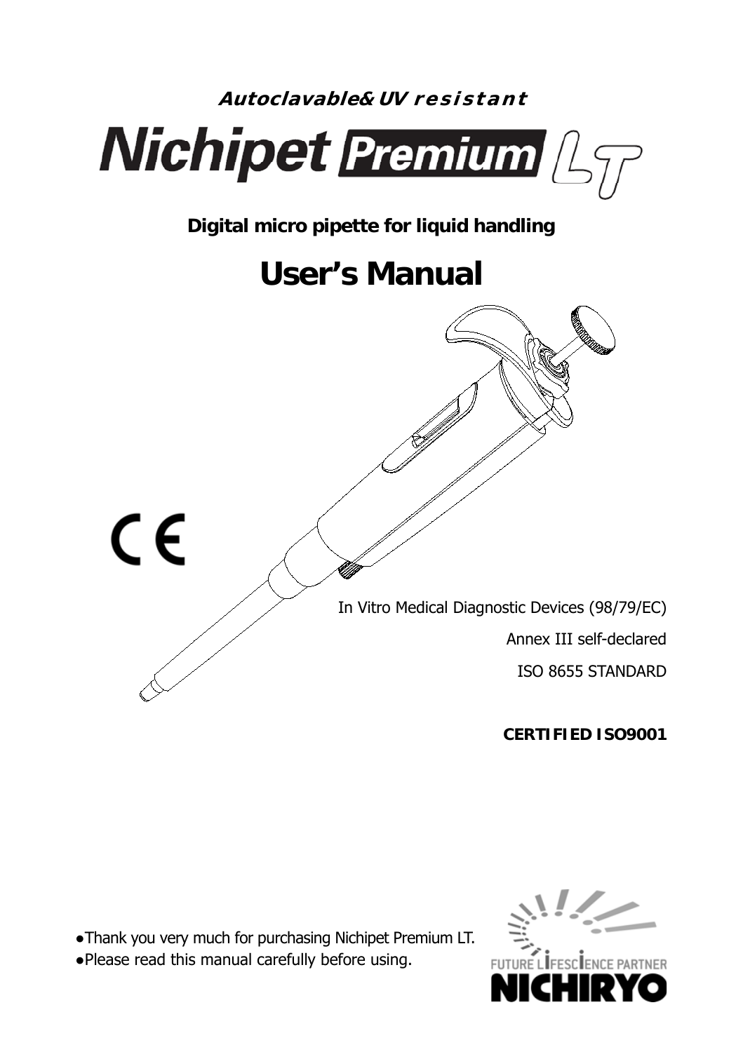**Autoclavable& UV resistant**

# Nichipet Premium LT

**Digital micro pipette for liquid handling**

# User's Manual

In Vitro Medical Diagnostic Devices (98/79/EC)

Annex III self-declared

ISO 8655 STANDARD

**CERTIFIED ISO9001**

- Thank you very much for purchasing Nichipet Premium LT.
- Please read this manual carefully before using.

FUTURE LIFESCIENCE PARTNER

NICHIRYO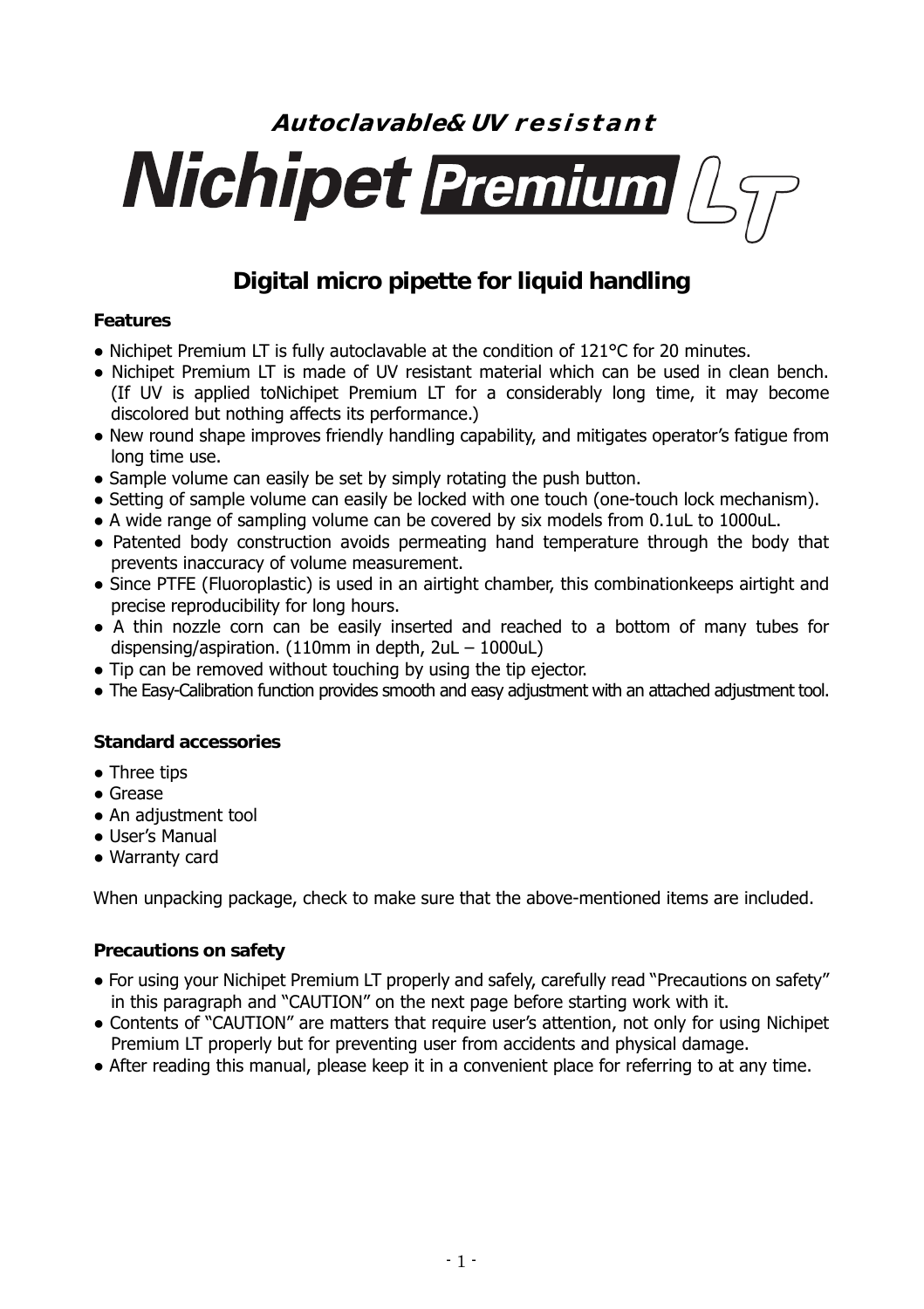**Autoclavable& UV resistant**

# Nichipet Premium LT

## Digital micro pipette for liquid handling

### Features

- Nichipet Premium LT is fully autoclavable at the condition of 121°C for 20 minutes.
- Nichipet Premium LT is made of UV resistant material which can be used in clean bench. (If UV is applied toNichipet Premium LT for a considerably long time, it may become discolored but nothing affects its performance.)
- New round shape improves friendly handling capability, and mitigates operator's fatigue from long time use.
- Sample volume can easily be set by simply rotating the push button.
- Setting of sample volume can easily be locked with one touch (one-touch lock mechanism).
- A wide range of sampling volume can be covered by six models from 0.1uL to 1000uL.
- Patented body construction avoids permeating hand temperature through the body that prevents inaccuracy of volume measurement.
- Since PTFE (Fluoroplastic) is used in an airtight chamber, this combinationkeeps airtight and precise reproducibility for long hours.
- A thin nozzle corn can be easily inserted and reached to a bottom of many tubes for dispensing/aspiration. (110mm in depth, 2uL – 1000uL)
- Tip can be removed without touching by using the tip ejector.
- The Easy-Calibration function provides smooth and easy adjustment with an attached adjustment tool.

### Standard accessories

- Three tips
- Grease
- An adjustment tool
- User's Manual
- Warranty card

When unpacking package, check to make sure that the above-mentioned items are included.

### Precautions on safety

- For using your Nichipet Premium LT properly and safely, carefully read "Precautions on safety" in this paragraph and "CAUTION" on the next page before starting work with it.
- Contents of "CAUTION" are matters that require user's attention, not only for using Nichipet Premium LT properly but for preventing user from accidents and physical damage.
- After reading this manual, please keep it in a convenient place for referring to at any time.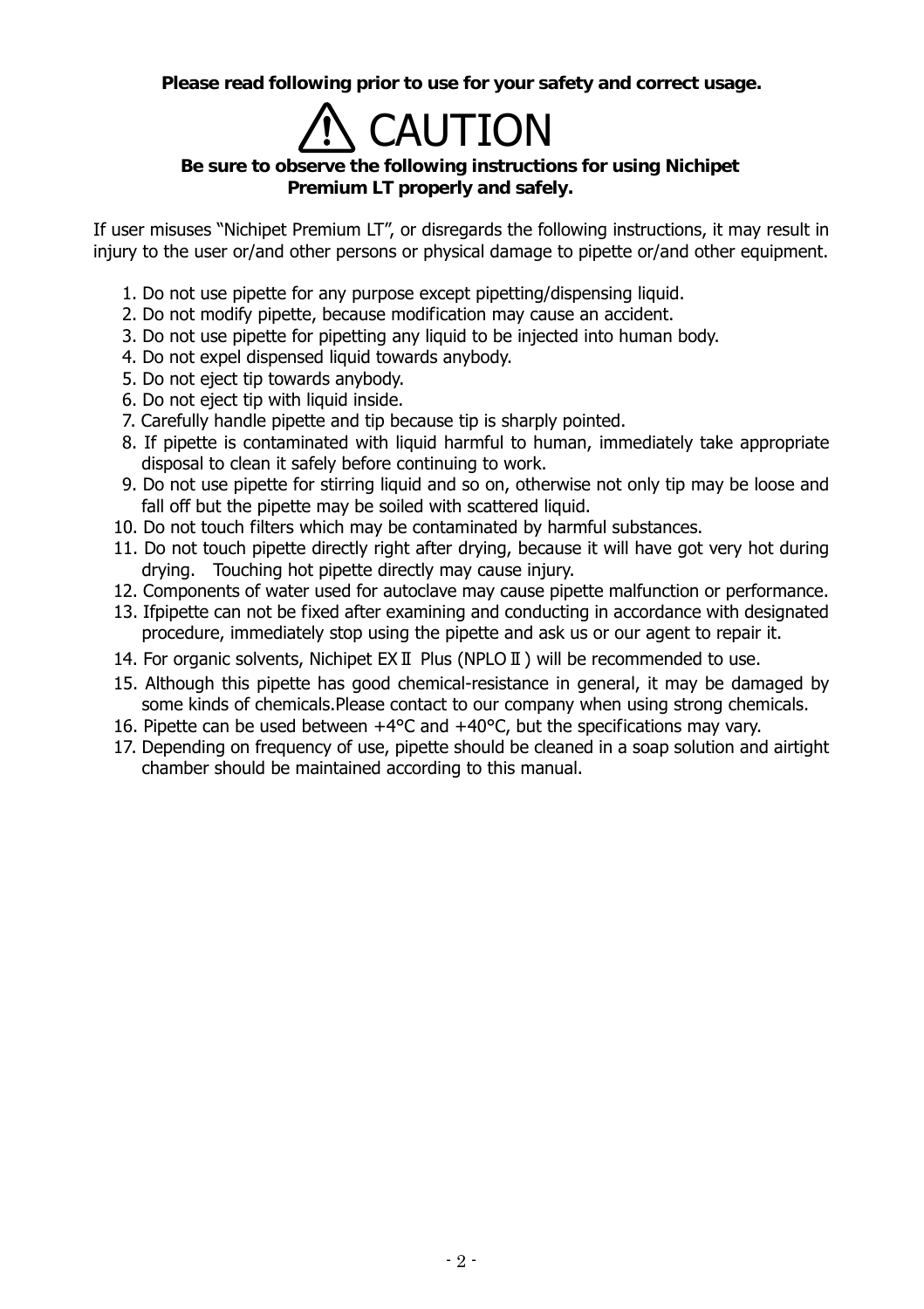**Please read following prior to use for your safety and correct usage.**

# ⚠ CAUTION

**Be sure to observe the following instructions for using Nichipet Premium LT properly and safely.**

If user misuses “Nichipet Premium LT”, or disregards the following instructions, it may result in injury to the user or/and other persons or physical damage to pipette or/and other equipment.

1. Do not use pipette for any purpose except pipetting/dispensing liquid.
2. Do not modify pipette, because modification may cause an accident.
3. Do not use pipette for pipetting any liquid to be injected into human body.
4. Do not expel dispensed liquid towards anybody.
5. Do not eject tip towards anybody.
6. Do not eject tip with liquid inside.
7. Carefully handle pipette and tip because tip is sharply pointed.
8. If pipette is contaminated with liquid harmful to human, immediately take appropriate disposal to clean it safely before continuing to work.
9. Do not use pipette for stirring liquid and so on, otherwise not only tip may be loose and fall off but the pipette may be soiled with scattered liquid.
10. Do not touch filters which may be contaminated by harmful substances.
11. Do not touch pipette directly right after drying, because it will have got very hot during drying.　Touching hot pipette directly may cause injury.
12. Components of water used for autoclave may cause pipette malfunction or performance.
13. Ifpipette can not be fixed after examining and conducting in accordance with designated procedure, immediately stop using the pipette and ask us or our agent to repair it.
14. For organic solvents, Nichipet EXⅡ Plus (NPLOⅡ) will be recommended to use.
15. Although this pipette has good chemical-resistance in general, it may be damaged by some kinds of chemicals.Please contact to our company when using strong chemicals.
16. Pipette can be used between +4°C and +40°C, but the specifications may vary.
17. Depending on frequency of use, pipette should be cleaned in a soap solution and airtight chamber should be maintained according to this manual.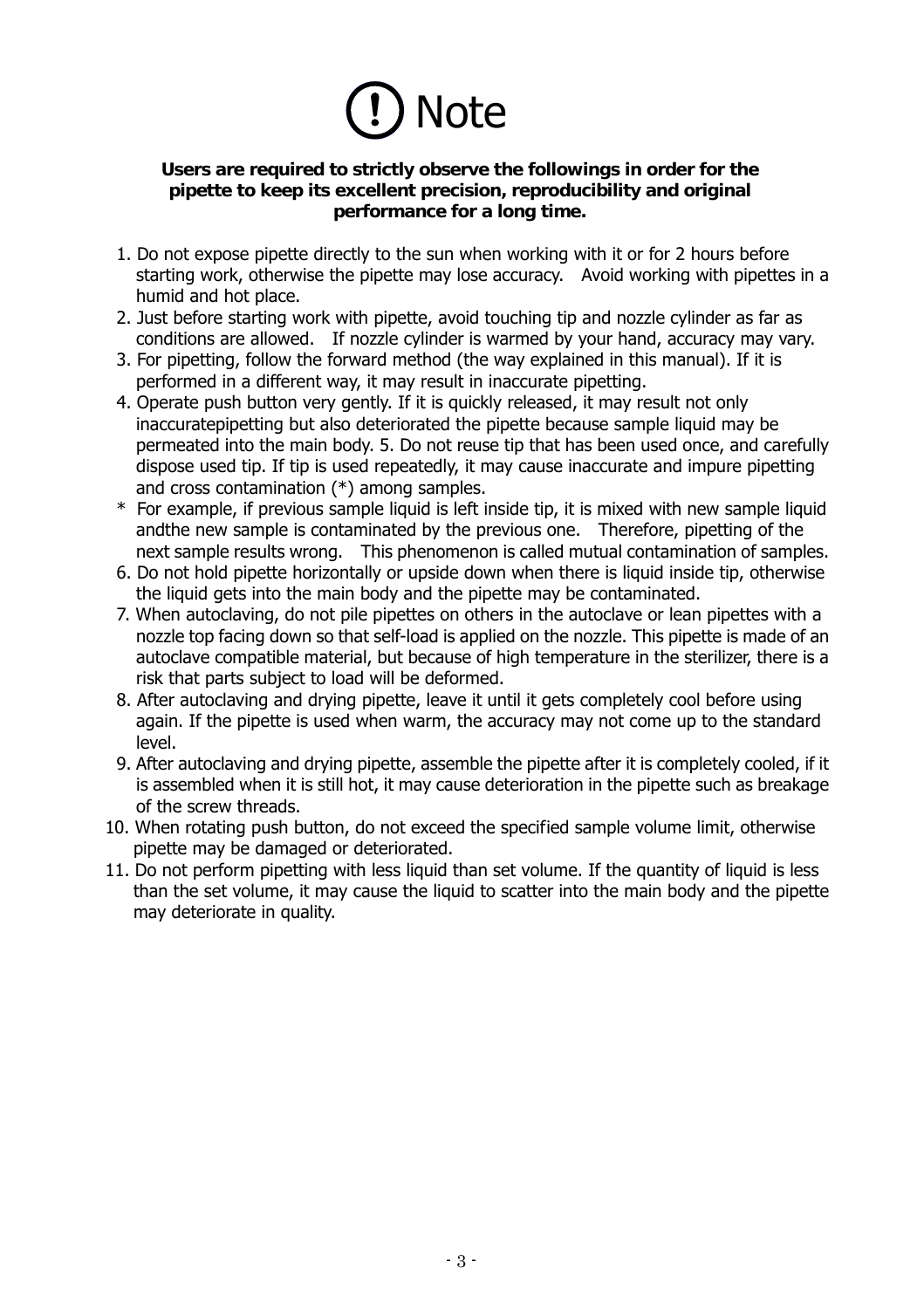# ⓘ Note

**Users are required to strictly observe the followings in order for the pipette to keep its excellent precision, reproducibility and original performance for a long time.**

1. Do not expose pipette directly to the sun when working with it or for 2 hours before starting work, otherwise the pipette may lose accuracy. Avoid working with pipettes in a humid and hot place.
2. Just before starting work with pipette, avoid touching tip and nozzle cylinder as far as conditions are allowed. If nozzle cylinder is warmed by your hand, accuracy may vary.
3. For pipetting, follow the forward method (the way explained in this manual). If it is performed in a different way, it may result in inaccurate pipetting.
4. Operate push button very gently. If it is quickly released, it may result not only inaccuratepipetting but also deteriorated the pipette because sample liquid may be permeated into the main body. 5. Do not reuse tip that has been used once, and carefully dispose used tip. If tip is used repeatedly, it may cause inaccurate and impure pipetting and cross contamination (*) among samples.

   \* For example, if previous sample liquid is left inside tip, it is mixed with new sample liquid andthe new sample is contaminated by the previous one. Therefore, pipetting of the next sample results wrong. This phenomenon is called mutual contamination of samples.
6. Do not hold pipette horizontally or upside down when there is liquid inside tip, otherwise the liquid gets into the main body and the pipette may be contaminated.
7. When autoclaving, do not pile pipettes on others in the autoclave or lean pipettes with a nozzle top facing down so that self-load is applied on the nozzle. This pipette is made of an autoclave compatible material, but because of high temperature in the sterilizer, there is a risk that parts subject to load will be deformed.
8. After autoclaving and drying pipette, leave it until it gets completely cool before using again. If the pipette is used when warm, the accuracy may not come up to the standard level.
9. After autoclaving and drying pipette, assemble the pipette after it is completely cooled, if it is assembled when it is still hot, it may cause deterioration in the pipette such as breakage of the screw threads.
10. When rotating push button, do not exceed the specified sample volume limit, otherwise pipette may be damaged or deteriorated.
11. Do not perform pipetting with less liquid than set volume. If the quantity of liquid is less than the set volume, it may cause the liquid to scatter into the main body and the pipette may deteriorate in quality.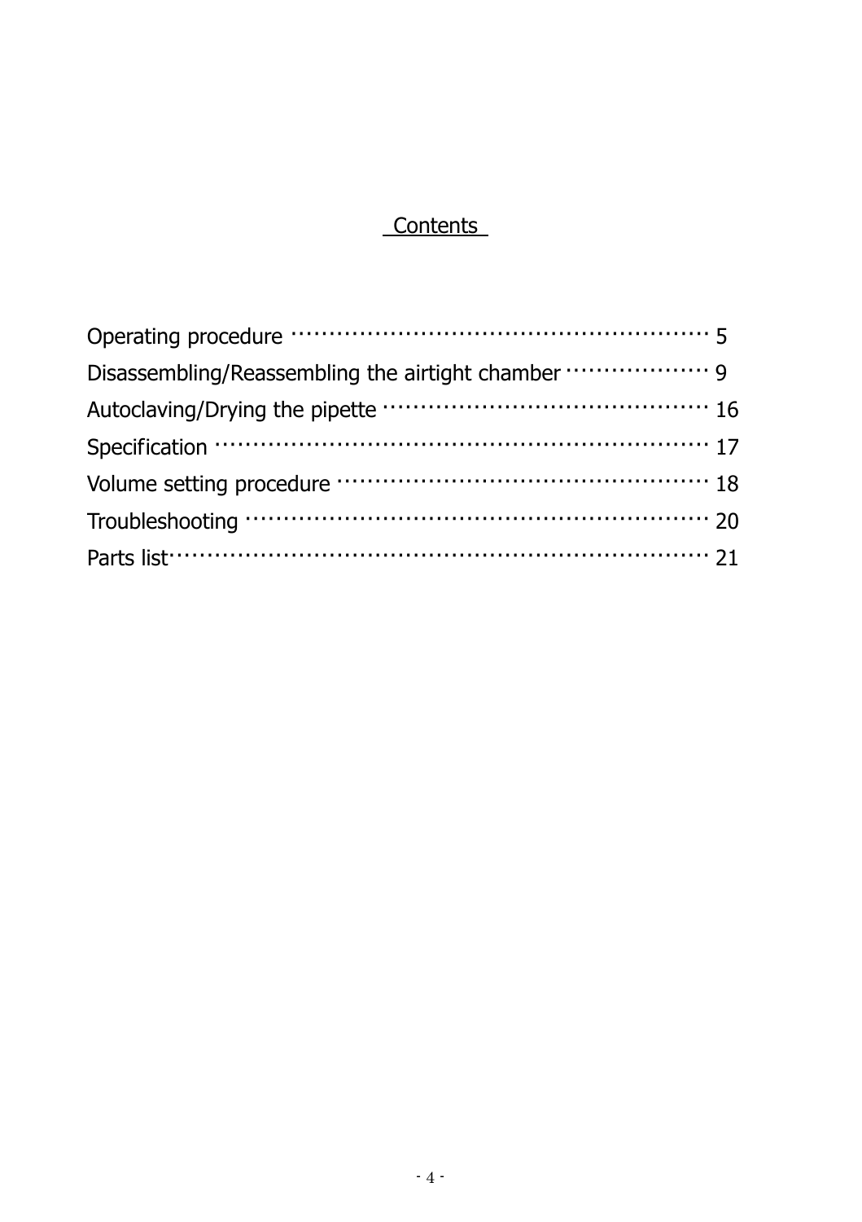# Contents

Operating procedure ··················································· 5
Disassembling/Reassembling the airtight chamber ·················· 9
Autoclaving/Drying the pipette ········································ 16
Specification ··························································· 17
Volume setting procedure ·············································· 18
Troubleshooting ························································ 20
Parts list································································ 21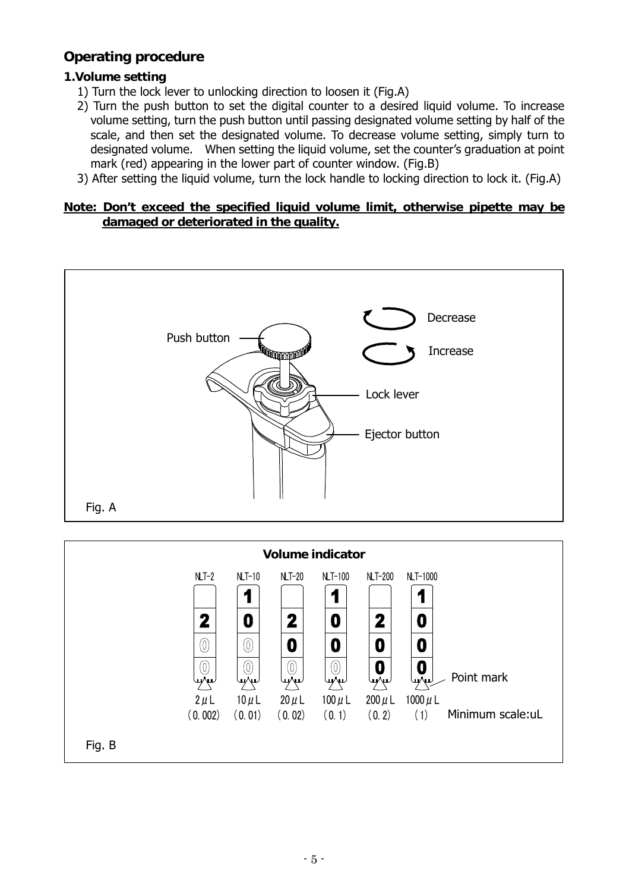## Operating procedure

### 1.Volume setting

1) Turn the lock lever to unlocking direction to loosen it (Fig.A)

2) Turn the push button to set the digital counter to a desired liquid volume. To increase volume setting, turn the push button until passing designated volume setting by half of the scale, and then set the designated volume. To decrease volume setting, simply turn to designated volume. When setting the liquid volume, set the counter's graduation at point mark (red) appearing in the lower part of counter window. (Fig.B)

3) After setting the liquid volume, turn the lock handle to locking direction to lock it. (Fig.A)

**Note: Don't exceed the specified liquid volume limit, otherwise pipette may be damaged or deteriorated in the quality.**

Push button

Decrease

Increase

Lock lever

Ejector button

Fig. A

**Volume indicator**

| NLT-2 | NLT-10 | NLT-20 | NLT-100 | NLT-200 | NLT-1000 |
|---|---|---|---|---|---|
| | 1 | | 1 | | 1 |
| 2 | 0 | 2 | 0 | 2 | 0 |
| 0 | 0 | 0 | 0 | 0 | 0 |
| 0 | 0 | 0 | 0 | 0 | 0 |
| 2μL | 10μL | 20μL | 100μL | 200μL | 1000μL |
| (0.002) | (0.01) | (0.02) | (0.1) | (0.2) | (1) |

Point mark

Minimum scale:uL

Fig. B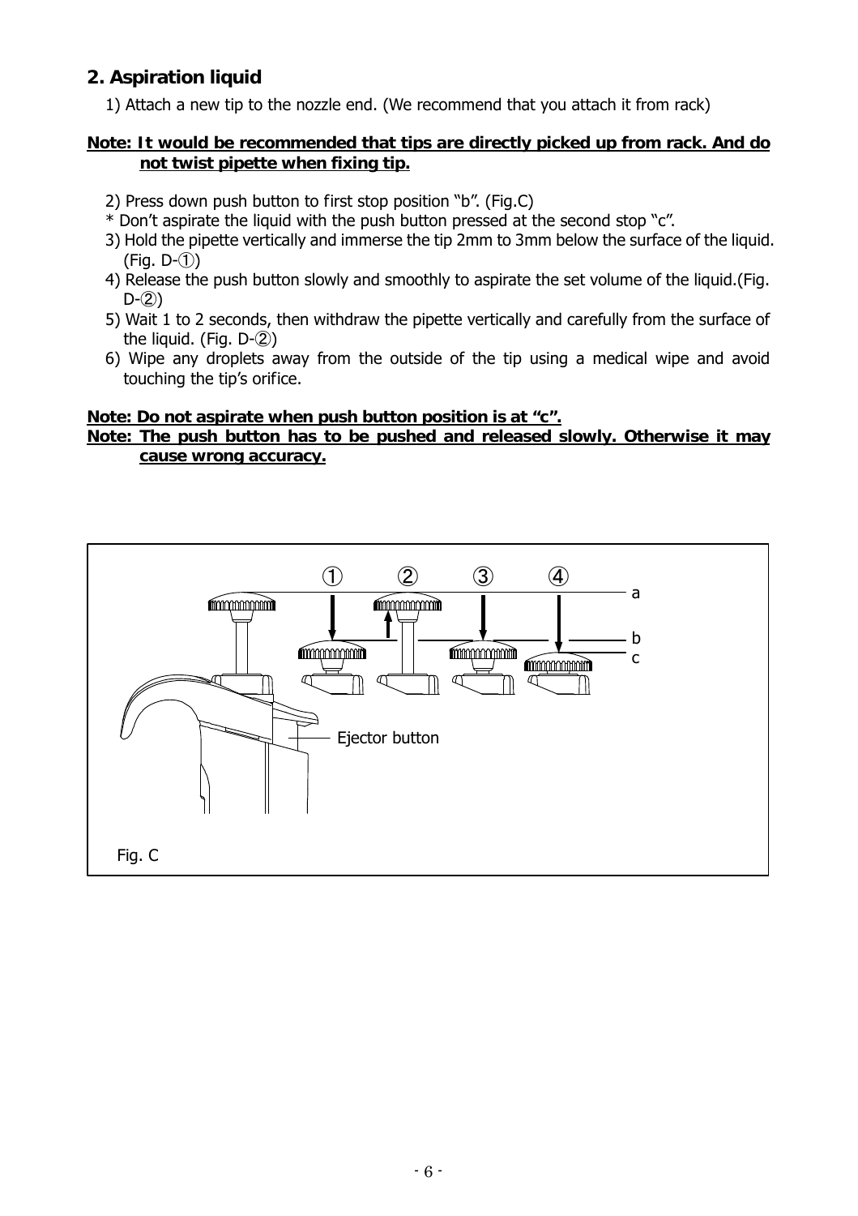## 2. Aspiration liquid

1) Attach a new tip to the nozzle end. (We recommend that you attach it from rack)

**Note: It would be recommended that tips are directly picked up from rack. And do not twist pipette when fixing tip.**

2) Press down push button to first stop position "b". (Fig.C)

\* Don't aspirate the liquid with the push button pressed at the second stop "c".

3) Hold the pipette vertically and immerse the tip 2mm to 3mm below the surface of the liquid. (Fig. D-①)

4) Release the push button slowly and smoothly to aspirate the set volume of the liquid.(Fig. D-②)

5) Wait 1 to 2 seconds, then withdraw the pipette vertically and carefully from the surface of the liquid. (Fig. D-②)

6) Wipe any droplets away from the outside of the tip using a medical wipe and avoid touching the tip's orifice.

**Note: Do not aspirate when push button position is at "c".**

**Note: The push button has to be pushed and released slowly. Otherwise it may cause wrong accuracy.**

① ② ③ ④

a

b

c

Ejector button

Fig. C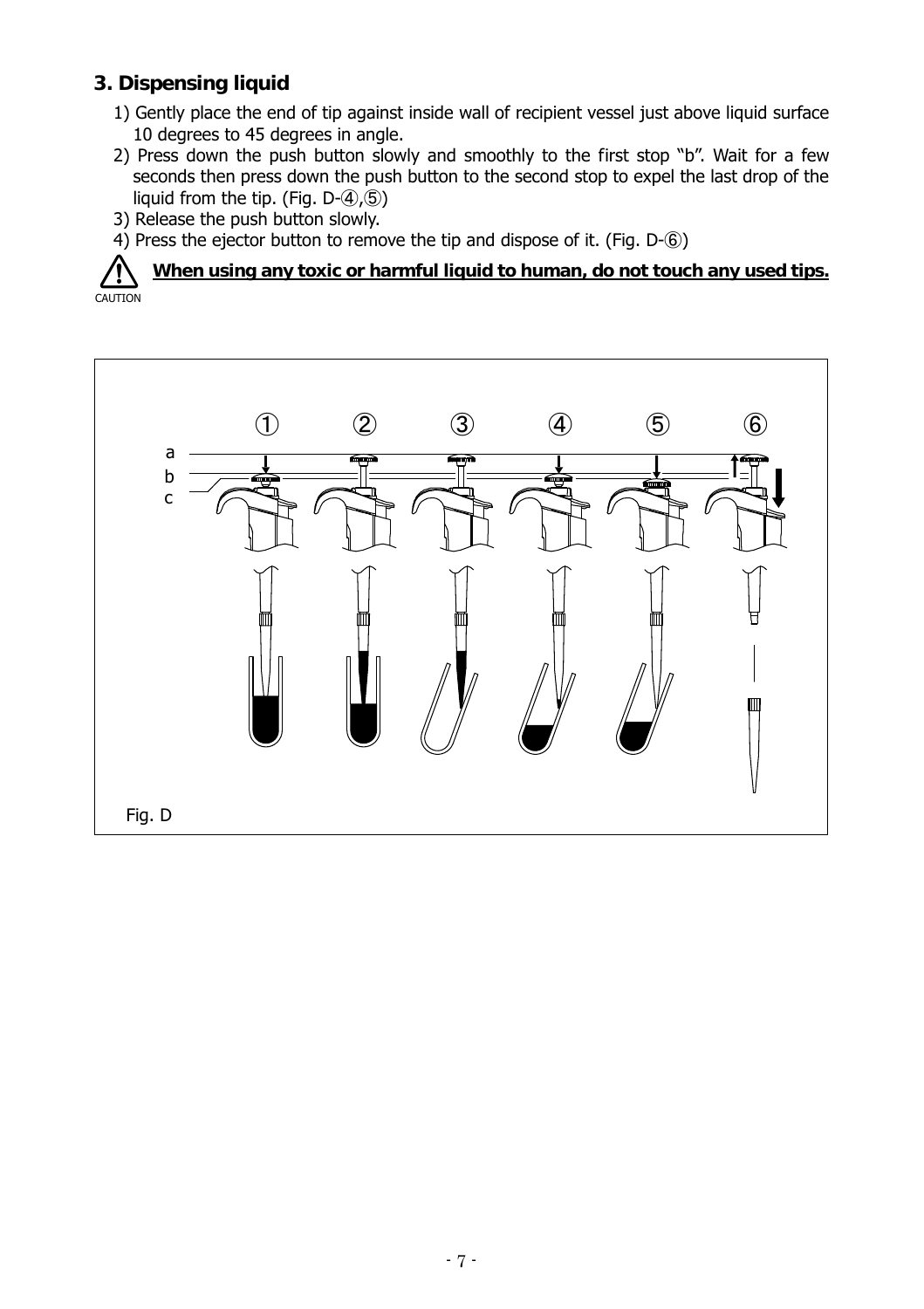### 3. Dispensing liquid

1) Gently place the end of tip against inside wall of recipient vessel just above liquid surface 10 degrees to 45 degrees in angle.
2) Press down the push button slowly and smoothly to the first stop “b”. Wait for a few seconds then press down the push button to the second stop to expel the last drop of the liquid from the tip. (Fig. D-④,⑤)
3) Release the push button slowly.
4) Press the ejector button to remove the tip and dispose of it. (Fig. D-⑥)

CAUTION **When using any toxic or harmful liquid to human, do not touch any used tips.**

Fig. D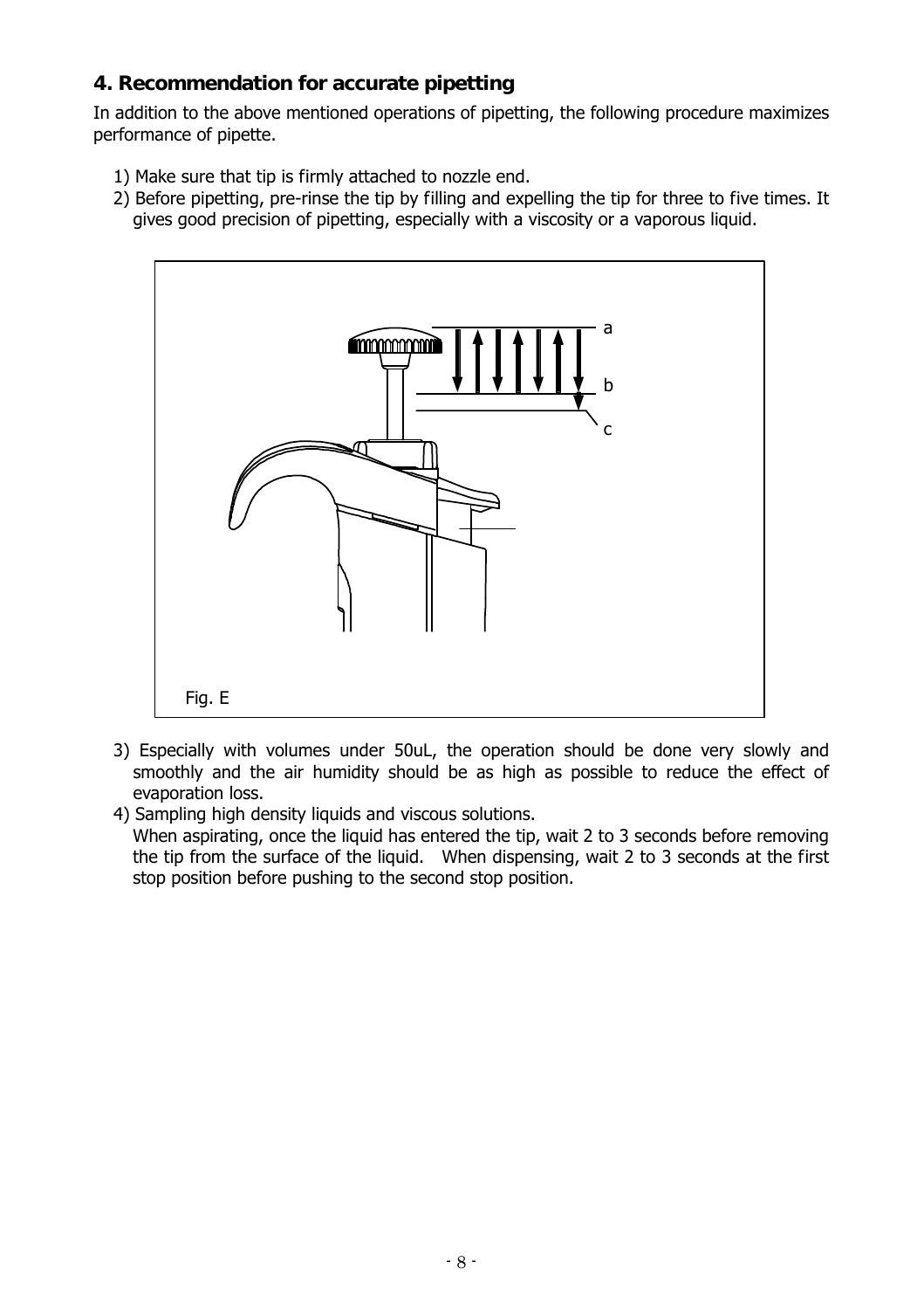## 4. Recommendation for accurate pipetting

In addition to the above mentioned operations of pipetting, the following procedure maximizes performance of pipette.

1) Make sure that tip is firmly attached to nozzle end.
2) Before pipetting, pre-rinse the tip by filling and expelling the tip for three to five times. It gives good precision of pipetting, especially with a viscosity or a vaporous liquid.

a

b

c

Fig. E

3) Especially with volumes under 50uL, the operation should be done very slowly and smoothly and the air humidity should be as high as possible to reduce the effect of evaporation loss.
4) Sampling high density liquids and viscous solutions.
   When aspirating, once the liquid has entered the tip, wait 2 to 3 seconds before removing the tip from the surface of the liquid. When dispensing, wait 2 to 3 seconds at the first stop position before pushing to the second stop position.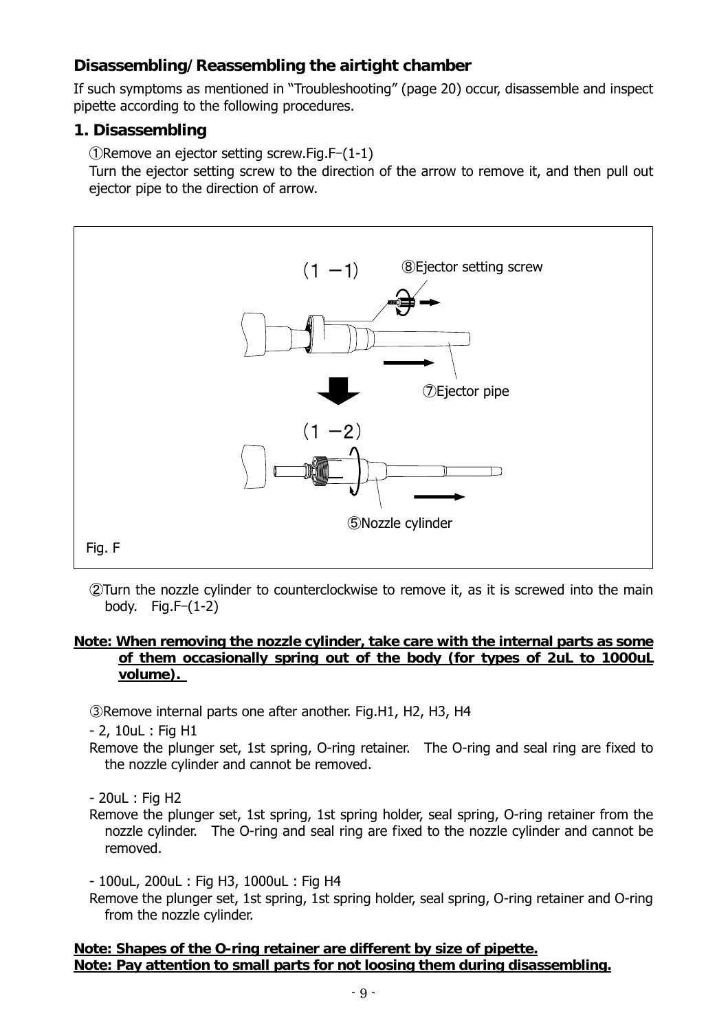## Disassembling/Reassembling the airtight chamber

If such symptoms as mentioned in "Troubleshooting" (page 20) occur, disassemble and inspect pipette according to the following procedures.

### 1. Disassembling

①Remove an ejector setting screw.Fig.F–(1-1)

Turn the ejector setting screw to the direction of the arrow to remove it, and then pull out ejector pipe to the direction of arrow.

(1 −1) ⑧Ejector setting screw

⑦Ejector pipe

(1 −2)

⑤Nozzle cylinder

Fig. F

②Turn the nozzle cylinder to counterclockwise to remove it, as it is screwed into the main body. Fig.F–(1-2)

**Note: When removing the nozzle cylinder, take care with the internal parts as some of them occasionally spring out of the body (for types of 2uL to 1000uL volume).**

③Remove internal parts one after another. Fig.H1, H2, H3, H4

- 2, 10uL : Fig H1

Remove the plunger set, 1st spring, O-ring retainer. The O-ring and seal ring are fixed to the nozzle cylinder and cannot be removed.

- 20uL : Fig H2

Remove the plunger set, 1st spring, 1st spring holder, seal spring, O-ring retainer from the nozzle cylinder. The O-ring and seal ring are fixed to the nozzle cylinder and cannot be removed.

- 100uL, 200uL : Fig H3, 1000uL : Fig H4

Remove the plunger set, 1st spring, 1st spring holder, seal spring, O-ring retainer and O-ring from the nozzle cylinder.

**Note: Shapes of the O-ring retainer are different by size of pipette.**
**Note: Pay attention to small parts for not loosing them during disassembling.**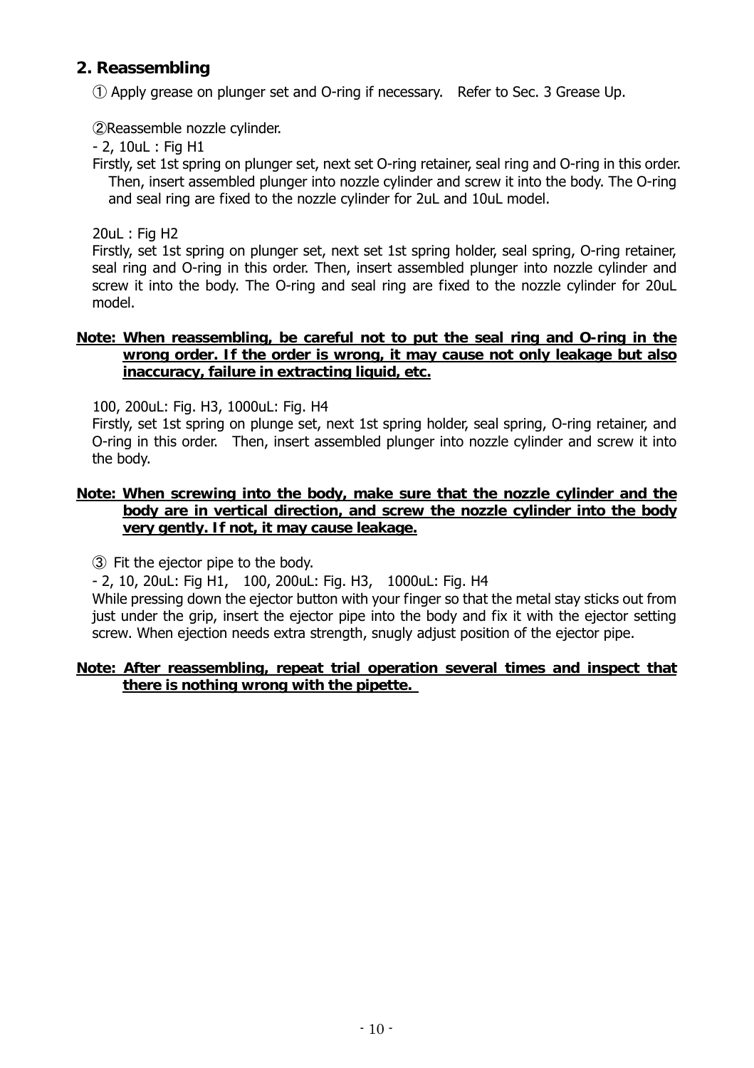## 2. Reassembling

① Apply grease on plunger set and O-ring if necessary. Refer to Sec. 3 Grease Up.

②Reassemble nozzle cylinder.

- 2, 10uL : Fig H1

Firstly, set 1st spring on plunger set, next set O-ring retainer, seal ring and O-ring in this order. Then, insert assembled plunger into nozzle cylinder and screw it into the body. The O-ring and seal ring are fixed to the nozzle cylinder for 2uL and 10uL model.

20uL : Fig H2

Firstly, set 1st spring on plunger set, next set 1st spring holder, seal spring, O-ring retainer, seal ring and O-ring in this order. Then, insert assembled plunger into nozzle cylinder and screw it into the body. The O-ring and seal ring are fixed to the nozzle cylinder for 20uL model.

**Note: When reassembling, be careful not to put the seal ring and O-ring in the wrong order. If the order is wrong, it may cause not only leakage but also inaccuracy, failure in extracting liquid, etc.**

100, 200uL: Fig. H3, 1000uL: Fig. H4

Firstly, set 1st spring on plunge set, next 1st spring holder, seal spring, O-ring retainer, and O-ring in this order. Then, insert assembled plunger into nozzle cylinder and screw it into the body.

**Note: When screwing into the body, make sure that the nozzle cylinder and the body are in vertical direction, and screw the nozzle cylinder into the body very gently. If not, it may cause leakage.**

③ Fit the ejector pipe to the body.

- 2, 10, 20uL: Fig H1, 100, 200uL: Fig. H3, 1000uL: Fig. H4

While pressing down the ejector button with your finger so that the metal stay sticks out from just under the grip, insert the ejector pipe into the body and fix it with the ejector setting screw. When ejection needs extra strength, snugly adjust position of the ejector pipe.

**Note: After reassembling, repeat trial operation several times and inspect that there is nothing wrong with the pipette.**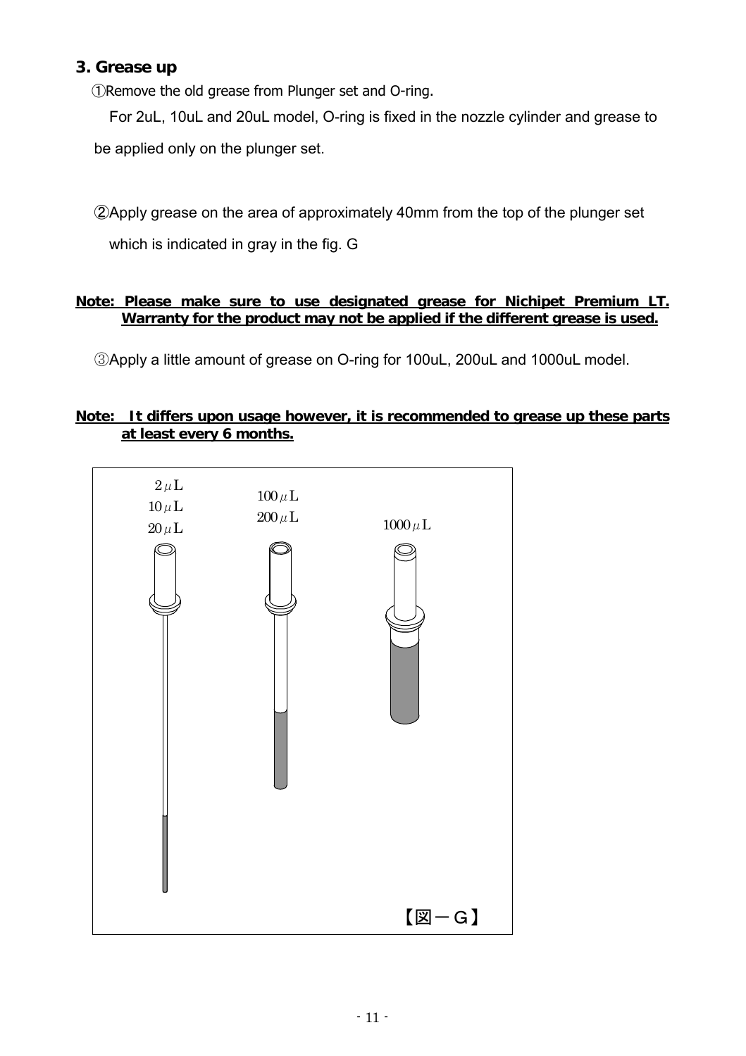### 3. Grease up

①Remove the old grease from Plunger set and O-ring.

For 2uL, 10uL and 20uL model, O-ring is fixed in the nozzle cylinder and grease to be applied only on the plunger set.

②Apply grease on the area of approximately 40mm from the top of the plunger set which is indicated in gray in the fig. G

**Note: Please make sure to use designated grease for Nichipet Premium LT. Warranty for the product may not be applied if the different grease is used.**

③Apply a little amount of grease on O-ring for 100uL, 200uL and 1000uL model.

**Note: It differs upon usage however, it is recommended to grease up these parts at least every 6 months.**

2μL
10μL
20μL

100μL
200μL

1000μL

【図－G】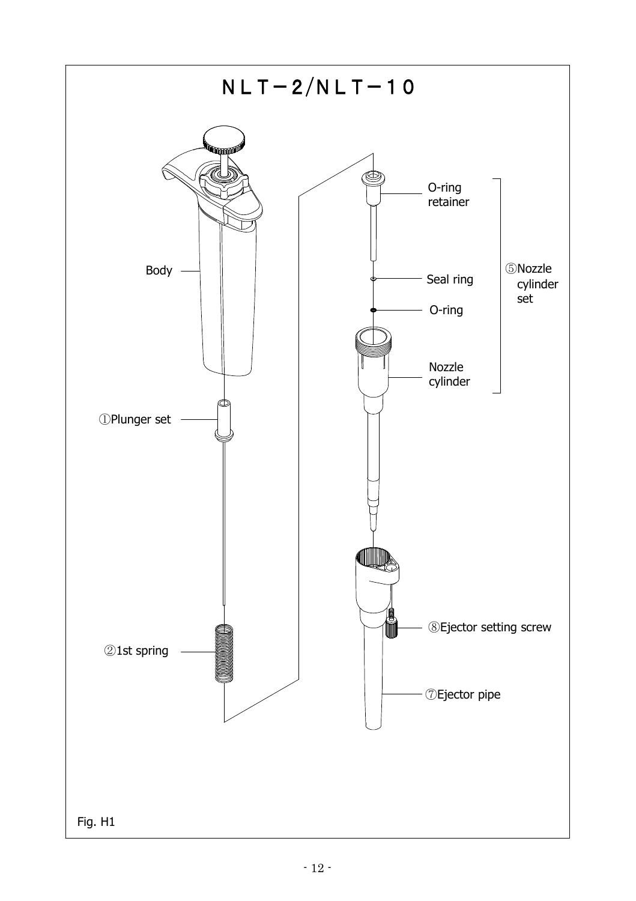# NLT－2/NLT－10

O-ring retainer

Seal ring

O-ring

Nozzle cylinder

⑤Nozzle cylinder set

Body

①Plunger set

②1st spring

⑧Ejector setting screw

⑦Ejector pipe

Fig. H1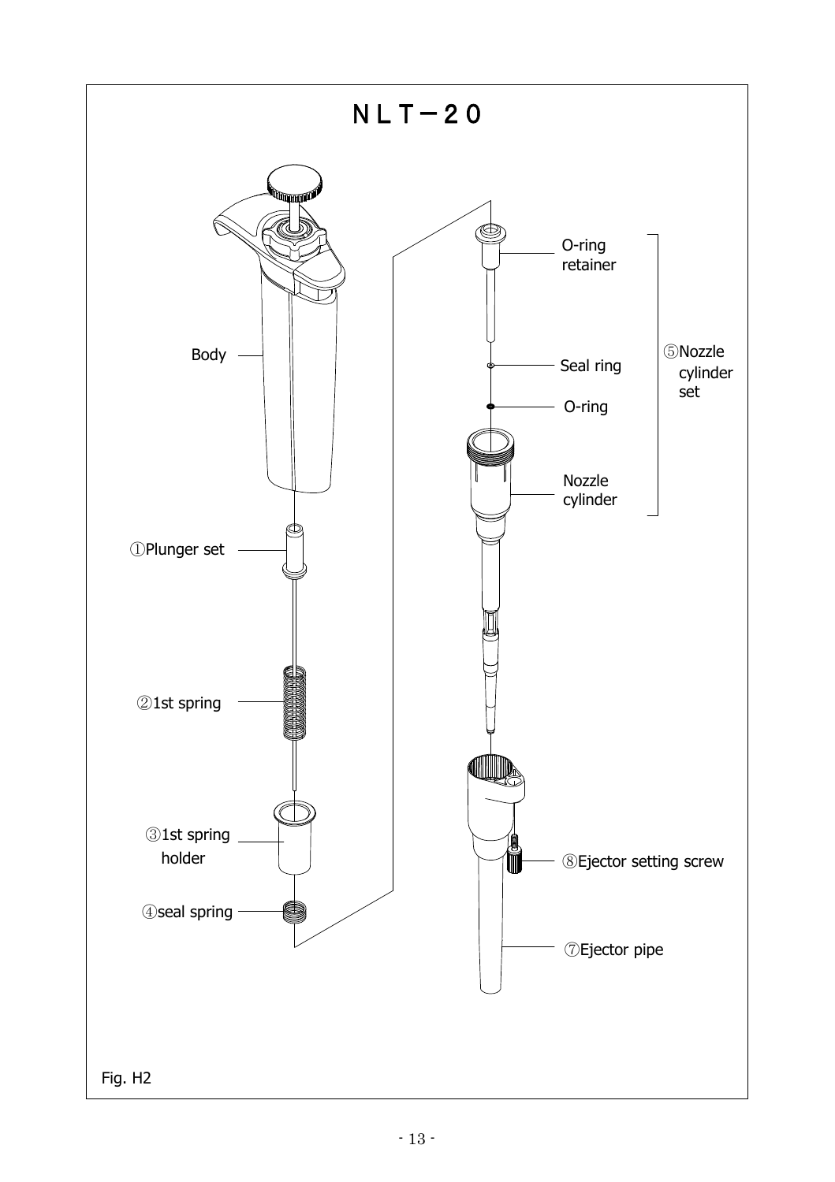# NLT－20

Body

①Plunger set

②1st spring

③1st spring holder

④seal spring

O-ring retainer

Seal ring

O-ring

Nozzle cylinder

⑤Nozzle cylinder set

⑧Ejector setting screw

⑦Ejector pipe

Fig. H2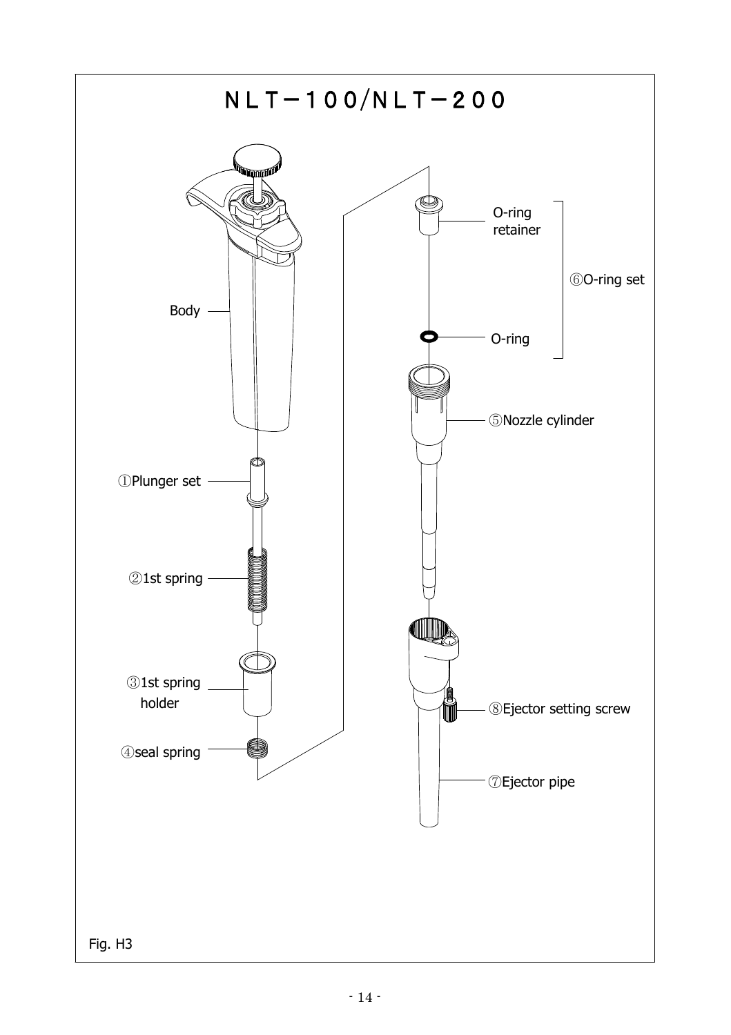# NLT－100/NLT－200

Body

①Plunger set

②1st spring

③1st spring holder

④seal spring

O-ring retainer

O-ring

⑥O-ring set

⑤Nozzle cylinder

⑧Ejector setting screw

⑦Ejector pipe

Fig. H3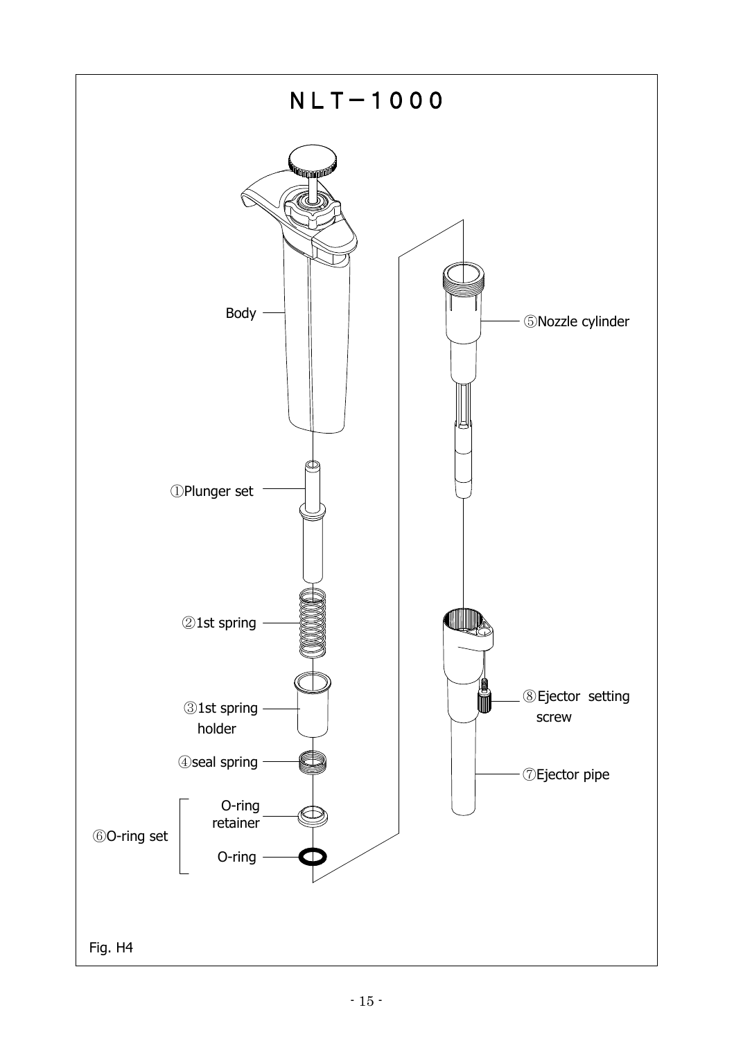# ＮＬＴ－１０００

Body

①Plunger set

②1st spring

③1st spring holder

④seal spring

⑥O-ring set
- O-ring retainer
- O-ring

⑤Nozzle cylinder

⑧Ejector setting screw

⑦Ejector pipe

Fig. H4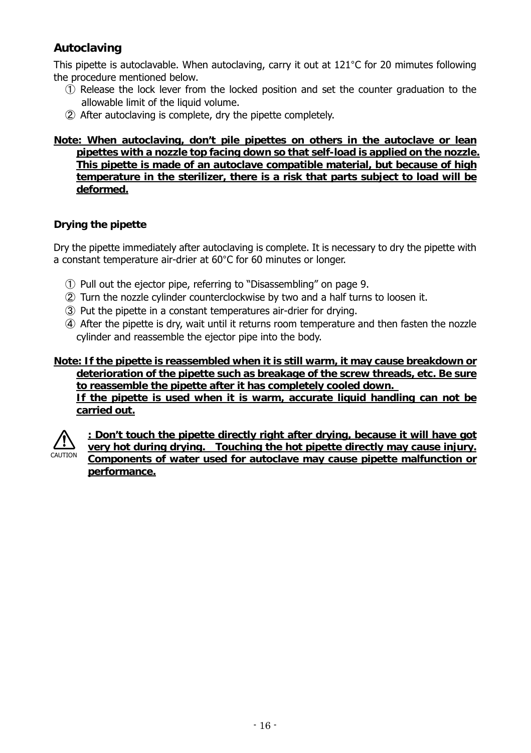## Autoclaving

This pipette is autoclavable. When autoclaving, carry it out at 121°C for 20 mimutes following the procedure mentioned below.

① Release the lock lever from the locked position and set the counter graduation to the allowable limit of the liquid volume.
② After autoclaving is complete, dry the pipette completely.

**Note: When autoclaving, don’t pile pipettes on others in the autoclave or lean pipettes with a nozzle top facing down so that self-load is applied on the nozzle. This pipette is made of an autoclave compatible material, but because of high temperature in the sterilizer, there is a risk that parts subject to load will be deformed.**

### Drying the pipette

Dry the pipette immediately after autoclaving is complete. It is necessary to dry the pipette with a constant temperature air-drier at 60°C for 60 minutes or longer.

① Pull out the ejector pipe, referring to “Disassembling” on page 9.
② Turn the nozzle cylinder counterclockwise by two and a half turns to loosen it.
③ Put the pipette in a constant temperatures air-drier for drying.
④ After the pipette is dry, wait until it returns room temperature and then fasten the nozzle cylinder and reassemble the ejector pipe into the body.

**Note: If the pipette is reassembled when it is still warm, it may cause breakdown or deterioration of the pipette such as breakage of the screw threads, etc. Be sure to reassemble the pipette after it has completely cooled down.**
**If the pipette is used when it is warm, accurate liquid handling can not be carried out.**

CAUTION **: Don’t touch the pipette directly right after drying, because it will have got very hot during drying. Touching the hot pipette directly may cause injury. Components of water used for autoclave may cause pipette malfunction or performance.**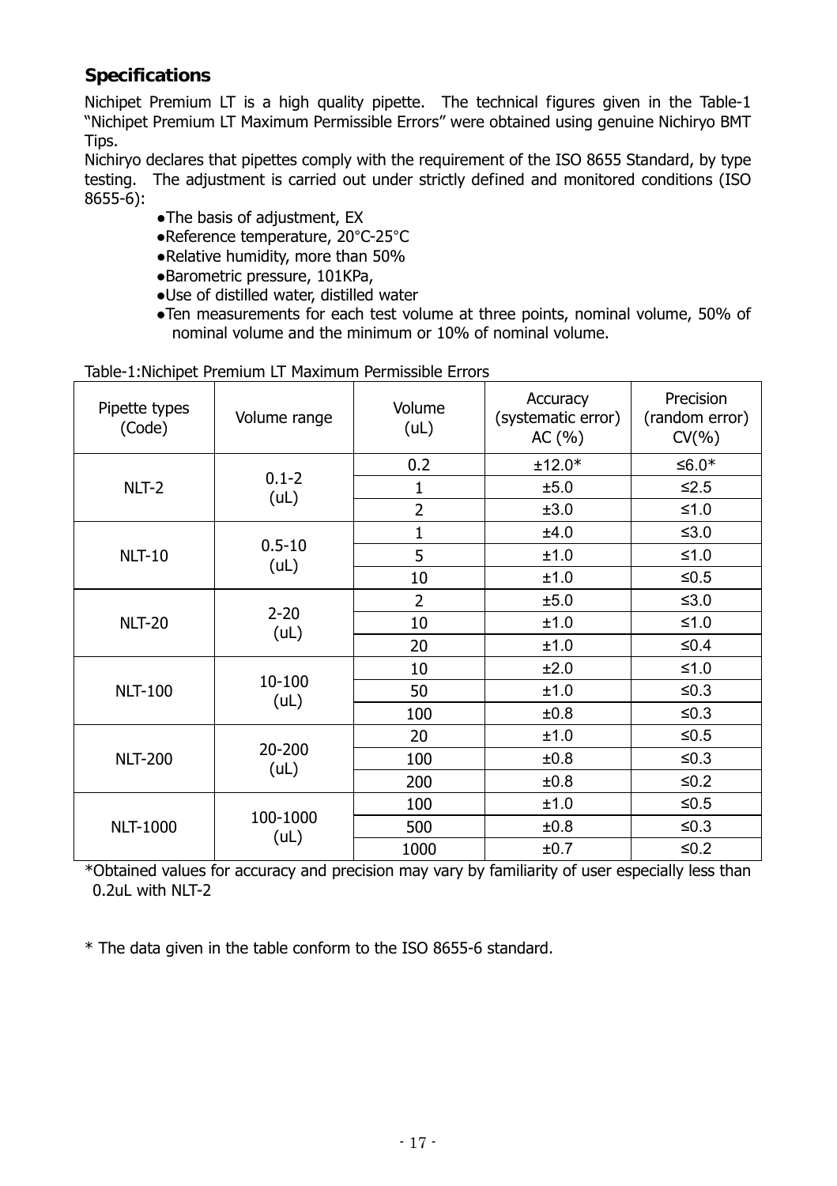## Specifications

Nichipet Premium LT is a high quality pipette. The technical figures given in the Table-1 "Nichipet Premium LT Maximum Permissible Errors" were obtained using genuine Nichiryo BMT Tips.

Nichiryo declares that pipettes comply with the requirement of the ISO 8655 Standard, by type testing. The adjustment is carried out under strictly defined and monitored conditions (ISO 8655-6):

- The basis of adjustment, EX
- Reference temperature, 20°C-25°C
- Relative humidity, more than 50%
- Barometric pressure, 101KPa,
- Use of distilled water, distilled water
- Ten measurements for each test volume at three points, nominal volume, 50% of nominal volume and the minimum or 10% of nominal volume.

Table-1:Nichipet Premium LT Maximum Permissible Errors

| Pipette types (Code) | Volume range | Volume (uL) | Accuracy (systematic error) AC (%) | Precision (random error) CV(%) |
|---|---|---|---|---|
| NLT-2 | 0.1-2 (uL) | 0.2 | ±12.0* | ≤6.0* |
| | | 1 | ±5.0 | ≤2.5 |
| | | 2 | ±3.0 | ≤1.0 |
| NLT-10 | 0.5-10 (uL) | 1 | ±4.0 | ≤3.0 |
| | | 5 | ±1.0 | ≤1.0 |
| | | 10 | ±1.0 | ≤0.5 |
| NLT-20 | 2-20 (uL) | 2 | ±5.0 | ≤3.0 |
| | | 10 | ±1.0 | ≤1.0 |
| | | 20 | ±1.0 | ≤0.4 |
| NLT-100 | 10-100 (uL) | 10 | ±2.0 | ≤1.0 |
| | | 50 | ±1.0 | ≤0.3 |
| | | 100 | ±0.8 | ≤0.3 |
| NLT-200 | 20-200 (uL) | 20 | ±1.0 | ≤0.5 |
| | | 100 | ±0.8 | ≤0.3 |
| | | 200 | ±0.8 | ≤0.2 |
| NLT-1000 | 100-1000 (uL) | 100 | ±1.0 | ≤0.5 |
| | | 500 | ±0.8 | ≤0.3 |
| | | 1000 | ±0.7 | ≤0.2 |

*Obtained values for accuracy and precision may vary by familiarity of user especially less than 0.2uL with NLT-2

* The data given in the table conform to the ISO 8655-6 standard.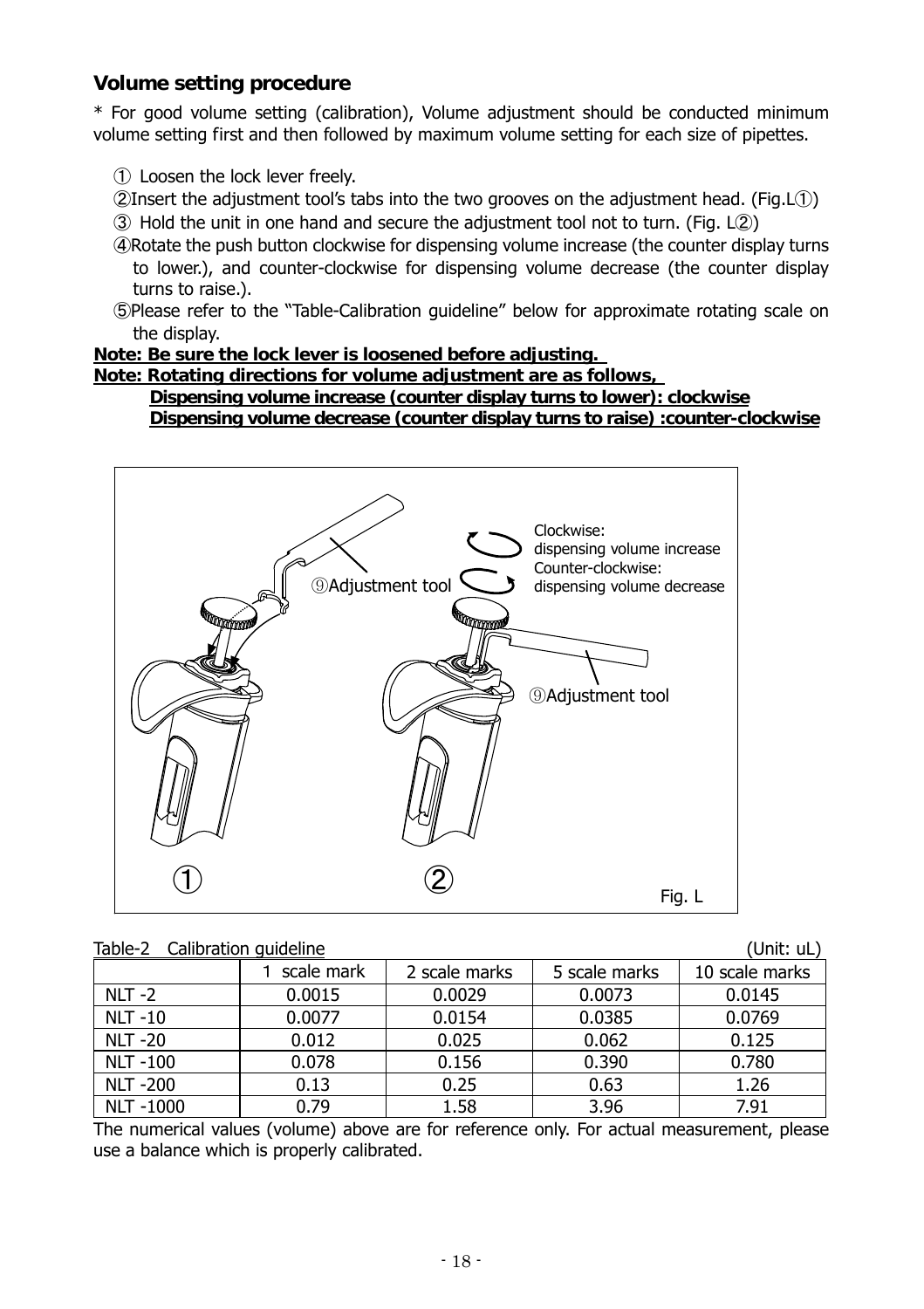### Volume setting procedure

* For good volume setting (calibration), Volume adjustment should be conducted minimum volume setting first and then followed by maximum volume setting for each size of pipettes.

① Loosen the lock lever freely.
②Insert the adjustment tool's tabs into the two grooves on the adjustment head. (Fig.L①)
③ Hold the unit in one hand and secure the adjustment tool not to turn. (Fig. L②)
④Rotate the push button clockwise for dispensing volume increase (the counter display turns to lower.), and counter-clockwise for dispensing volume decrease (the counter display turns to raise.).
⑤Please refer to the "Table-Calibration guideline" below for approximate rotating scale on the display.

**Note: Be sure the lock lever is loosened before adjusting.**
**Note: Rotating directions for volume adjustment are as follows,**
**Dispensing volume increase (counter display turns to lower): clockwise**
**Dispensing volume decrease (counter display turns to raise) :counter-clockwise**

⑨Adjustment tool

Clockwise:
dispensing volume increase
Counter-clockwise:
dispensing volume decrease

⑨Adjustment tool

① ②

Fig. L

Table-2 Calibration guideline (Unit: uL)

| | 1 scale mark | 2 scale marks | 5 scale marks | 10 scale marks |
|---|---|---|---|---|
| NLT -2 | 0.0015 | 0.0029 | 0.0073 | 0.0145 |
| NLT -10 | 0.0077 | 0.0154 | 0.0385 | 0.0769 |
| NLT -20 | 0.012 | 0.025 | 0.062 | 0.125 |
| NLT -100 | 0.078 | 0.156 | 0.390 | 0.780 |
| NLT -200 | 0.13 | 0.25 | 0.63 | 1.26 |
| NLT -1000 | 0.79 | 1.58 | 3.96 | 7.91 |

The numerical values (volume) above are for reference only. For actual measurement, please use a balance which is properly calibrated.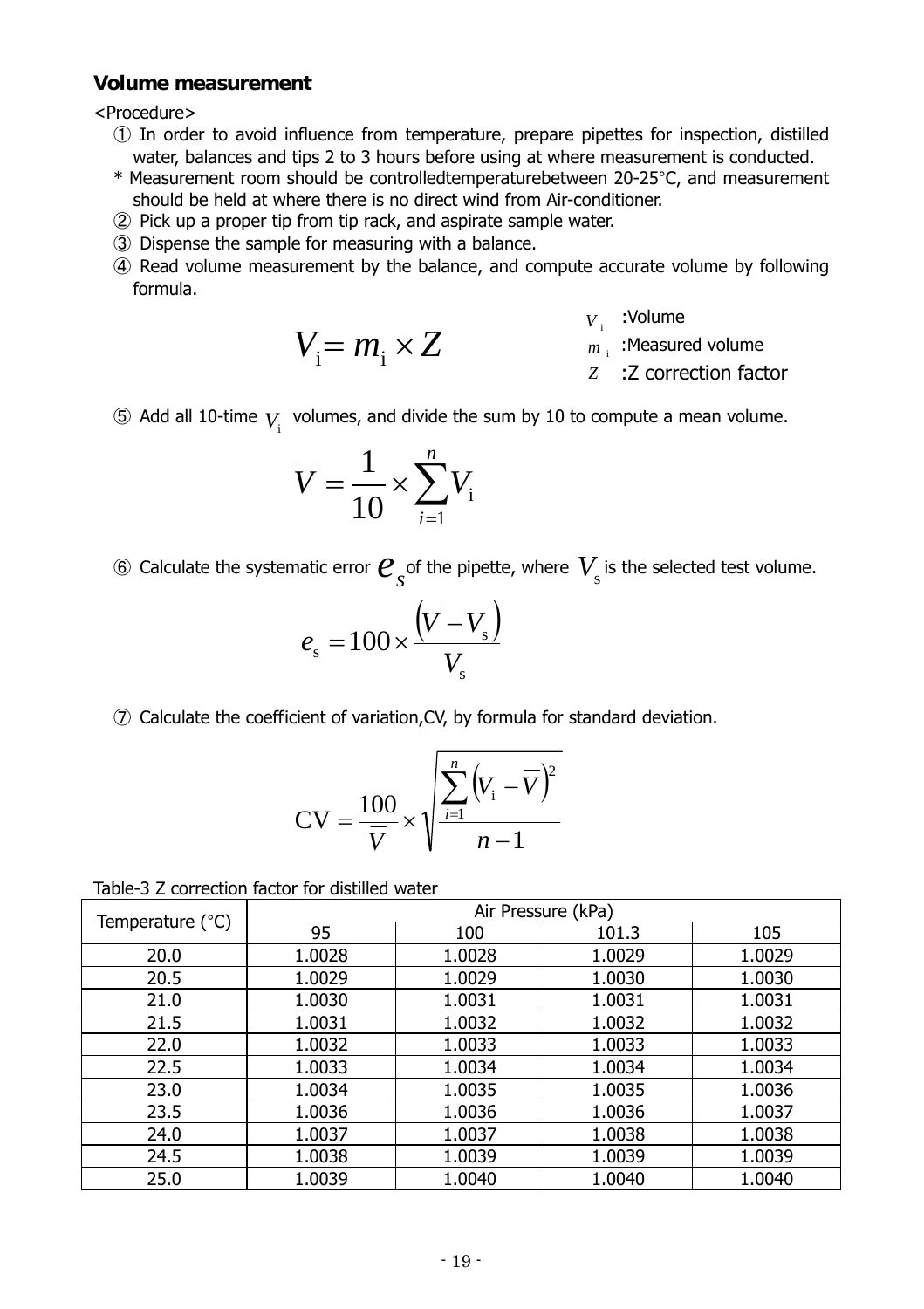### Volume measurement

<Procedure>

① In order to avoid influence from temperature, prepare pipettes for inspection, distilled water, balances and tips 2 to 3 hours before using at where measurement is conducted.

\* Measurement room should be controlledtemperaturebetween 20-25°C, and measurement should be held at where there is no direct wind from Air-conditioner.

② Pick up a proper tip from tip rack, and aspirate sample water.

③ Dispense the sample for measuring with a balance.

④ Read volume measurement by the balance, and compute accurate volume by following formula.

$$V_i = m_i \times Z$$

$V_i$ :Volume
$m_i$ :Measured volume
$Z$ :Z correction factor

⑤ Add all 10-time $V_i$ volumes, and divide the sum by 10 to compute a mean volume.

$$\overline{V} = \frac{1}{10} \times \sum_{i=1}^{n} V_i$$

⑥ Calculate the systematic error $e_s$ of the pipette, where $V_s$ is the selected test volume.

$$e_s = 100 \times \frac{\left(\overline{V} - V_s\right)}{V_s}$$

⑦ Calculate the coefficient of variation,CV, by formula for standard deviation.

$$\mathrm{CV} = \frac{100}{\overline{V}} \times \sqrt{\frac{\sum_{i=1}^{n}\left(V_i - \overline{V}\right)^2}{n-1}}$$

Table-3 Z correction factor for distilled water

| Temperature (°C) | Air Pressure (kPa) | | | |
|---|---|---|---|---|
| | 95 | 100 | 101.3 | 105 |
| 20.0 | 1.0028 | 1.0028 | 1.0029 | 1.0029 |
| 20.5 | 1.0029 | 1.0029 | 1.0030 | 1.0030 |
| 21.0 | 1.0030 | 1.0031 | 1.0031 | 1.0031 |
| 21.5 | 1.0031 | 1.0032 | 1.0032 | 1.0032 |
| 22.0 | 1.0032 | 1.0033 | 1.0033 | 1.0033 |
| 22.5 | 1.0033 | 1.0034 | 1.0034 | 1.0034 |
| 23.0 | 1.0034 | 1.0035 | 1.0035 | 1.0036 |
| 23.5 | 1.0036 | 1.0036 | 1.0036 | 1.0037 |
| 24.0 | 1.0037 | 1.0037 | 1.0038 | 1.0038 |
| 24.5 | 1.0038 | 1.0039 | 1.0039 | 1.0039 |
| 25.0 | 1.0039 | 1.0040 | 1.0040 | 1.0040 |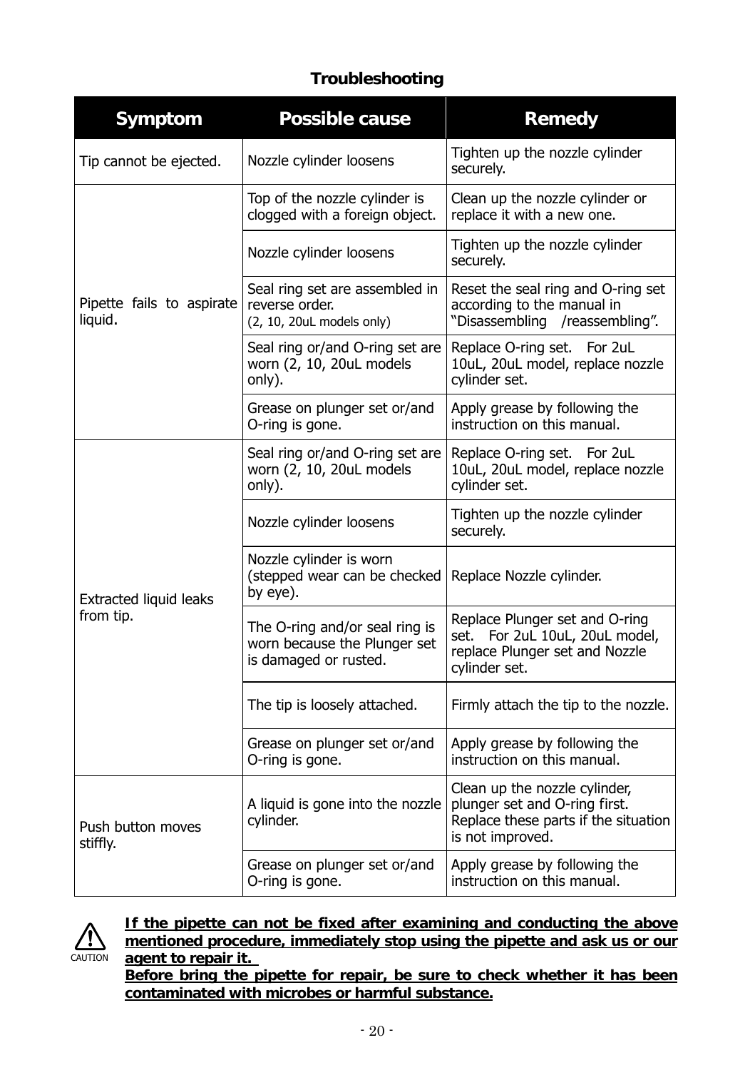## Troubleshooting

| Symptom | Possible cause | Remedy |
|---|---|---|
| Tip cannot be ejected. | Nozzle cylinder loosens | Tighten up the nozzle cylinder securely. |
| Pipette fails to aspirate liquid. | Top of the nozzle cylinder is clogged with a foreign object. | Clean up the nozzle cylinder or replace it with a new one. |
| | Nozzle cylinder loosens | Tighten up the nozzle cylinder securely. |
| | Seal ring set are assembled in reverse order. (2, 10, 20uL models only) | Reset the seal ring and O-ring set according to the manual in "Disassembling /reassembling". |
| | Seal ring or/and O-ring set are worn (2, 10, 20uL models only). | Replace O-ring set. For 2uL 10uL, 20uL model, replace nozzle cylinder set. |
| | Grease on plunger set or/and O-ring is gone. | Apply grease by following the instruction on this manual. |
| Extracted liquid leaks from tip. | Seal ring or/and O-ring set are worn (2, 10, 20uL models only). | Replace O-ring set. For 2uL 10uL, 20uL model, replace nozzle cylinder set. |
| | Nozzle cylinder loosens | Tighten up the nozzle cylinder securely. |
| | Nozzle cylinder is worn (stepped wear can be checked by eye). | Replace Nozzle cylinder. |
| | The O-ring and/or seal ring is worn because the Plunger set is damaged or rusted. | Replace Plunger set and O-ring set. For 2uL 10uL, 20uL model, replace Plunger set and Nozzle cylinder set. |
| | The tip is loosely attached. | Firmly attach the tip to the nozzle. |
| | Grease on plunger set or/and O-ring is gone. | Apply grease by following the instruction on this manual. |
| Push button moves stiffly. | A liquid is gone into the nozzle cylinder. | Clean up the nozzle cylinder, plunger set and O-ring first. Replace these parts if the situation is not improved. |
| | Grease on plunger set or/and O-ring is gone. | Apply grease by following the instruction on this manual. |

CAUTION

**If the pipette can not be fixed after examining and conducting the above mentioned procedure, immediately stop using the pipette and ask us or our agent to repair it.**
**Before bring the pipette for repair, be sure to check whether it has been contaminated with microbes or harmful substance.**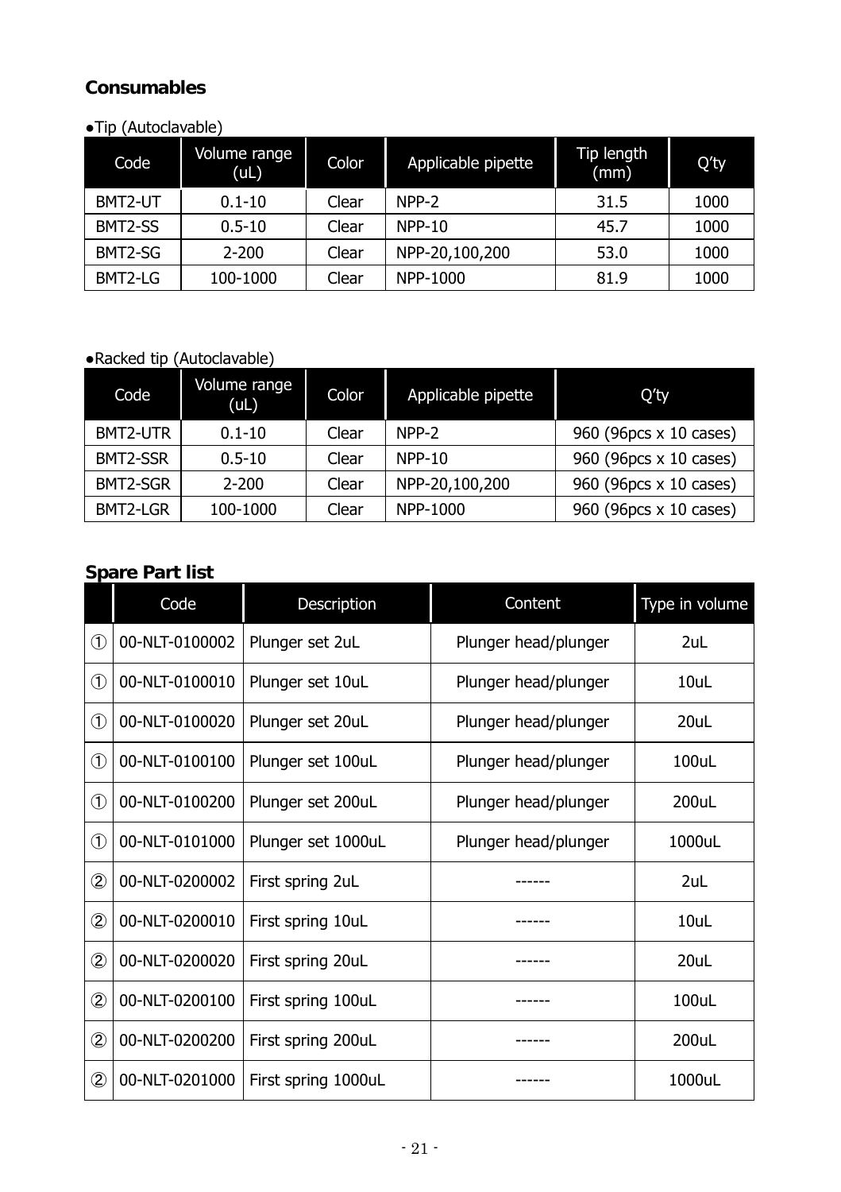## Consumables

●Tip (Autoclavable)

| Code | Volume range (uL) | Color | Applicable pipette | Tip length (mm) | Q'ty |
|---|---|---|---|---|---|
| BMT2-UT | 0.1-10 | Clear | NPP-2 | 31.5 | 1000 |
| BMT2-SS | 0.5-10 | Clear | NPP-10 | 45.7 | 1000 |
| BMT2-SG | 2-200 | Clear | NPP-20,100,200 | 53.0 | 1000 |
| BMT2-LG | 100-1000 | Clear | NPP-1000 | 81.9 | 1000 |

●Racked tip (Autoclavable)

| Code | Volume range (uL) | Color | Applicable pipette | Q'ty |
|---|---|---|---|---|
| BMT2-UTR | 0.1-10 | Clear | NPP-2 | 960 (96pcs x 10 cases) |
| BMT2-SSR | 0.5-10 | Clear | NPP-10 | 960 (96pcs x 10 cases) |
| BMT2-SGR | 2-200 | Clear | NPP-20,100,200 | 960 (96pcs x 10 cases) |
| BMT2-LGR | 100-1000 | Clear | NPP-1000 | 960 (96pcs x 10 cases) |

## Spare Part list

| | Code | Description | Content | Type in volume |
|---|---|---|---|---|
| ① | 00-NLT-0100002 | Plunger set 2uL | Plunger head/plunger | 2uL |
| ① | 00-NLT-0100010 | Plunger set 10uL | Plunger head/plunger | 10uL |
| ① | 00-NLT-0100020 | Plunger set 20uL | Plunger head/plunger | 20uL |
| ① | 00-NLT-0100100 | Plunger set 100uL | Plunger head/plunger | 100uL |
| ① | 00-NLT-0100200 | Plunger set 200uL | Plunger head/plunger | 200uL |
| ① | 00-NLT-0101000 | Plunger set 1000uL | Plunger head/plunger | 1000uL |
| ② | 00-NLT-0200002 | First spring 2uL | ------ | 2uL |
| ② | 00-NLT-0200010 | First spring 10uL | ------ | 10uL |
| ② | 00-NLT-0200020 | First spring 20uL | ------ | 20uL |
| ② | 00-NLT-0200100 | First spring 100uL | ------ | 100uL |
| ② | 00-NLT-0200200 | First spring 200uL | ------ | 200uL |
| ② | 00-NLT-0201000 | First spring 1000uL | ------ | 1000uL |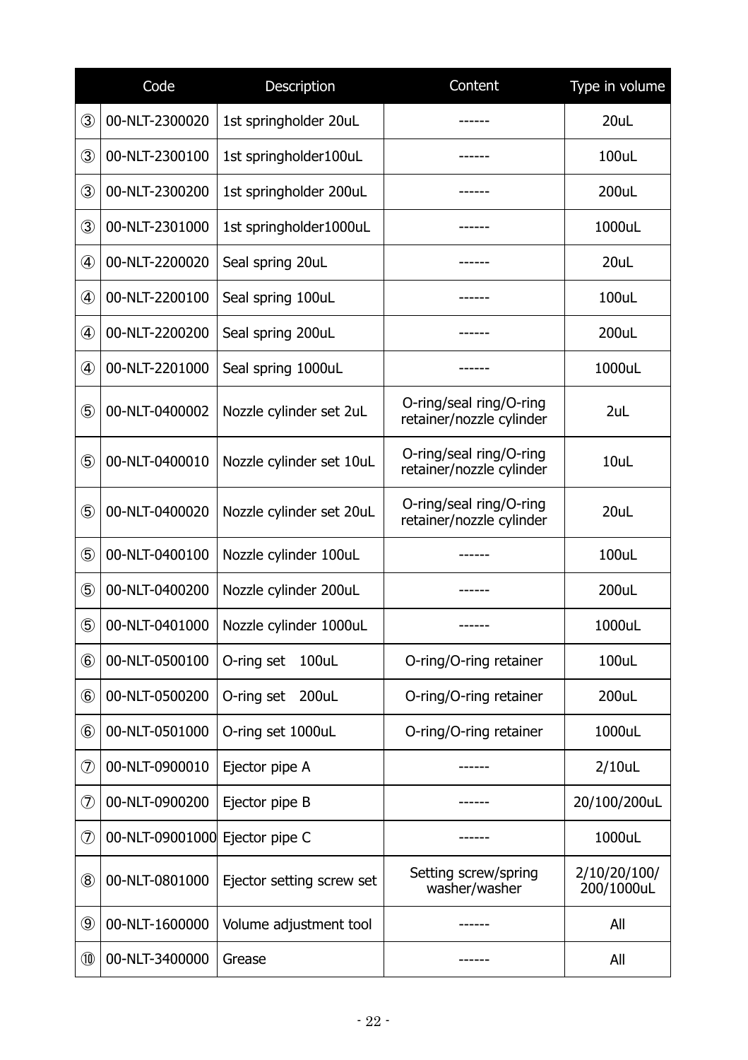| | Code | Description | Content | Type in volume |
|---|---|---|---|---|
| ③ | 00-NLT-2300020 | 1st springholder 20uL | ------ | 20uL |
| ③ | 00-NLT-2300100 | 1st springholder100uL | ------ | 100uL |
| ③ | 00-NLT-2300200 | 1st springholder 200uL | ------ | 200uL |
| ③ | 00-NLT-2301000 | 1st springholder1000uL | ------ | 1000uL |
| ④ | 00-NLT-2200020 | Seal spring 20uL | ------ | 20uL |
| ④ | 00-NLT-2200100 | Seal spring 100uL | ------ | 100uL |
| ④ | 00-NLT-2200200 | Seal spring 200uL | ------ | 200uL |
| ④ | 00-NLT-2201000 | Seal spring 1000uL | ------ | 1000uL |
| ⑤ | 00-NLT-0400002 | Nozzle cylinder set 2uL | O-ring/seal ring/O-ring retainer/nozzle cylinder | 2uL |
| ⑤ | 00-NLT-0400010 | Nozzle cylinder set 10uL | O-ring/seal ring/O-ring retainer/nozzle cylinder | 10uL |
| ⑤ | 00-NLT-0400020 | Nozzle cylinder set 20uL | O-ring/seal ring/O-ring retainer/nozzle cylinder | 20uL |
| ⑤ | 00-NLT-0400100 | Nozzle cylinder 100uL | ------ | 100uL |
| ⑤ | 00-NLT-0400200 | Nozzle cylinder 200uL | ------ | 200uL |
| ⑤ | 00-NLT-0401000 | Nozzle cylinder 1000uL | ------ | 1000uL |
| ⑥ | 00-NLT-0500100 | O-ring set 100uL | O-ring/O-ring retainer | 100uL |
| ⑥ | 00-NLT-0500200 | O-ring set 200uL | O-ring/O-ring retainer | 200uL |
| ⑥ | 00-NLT-0501000 | O-ring set 1000uL | O-ring/O-ring retainer | 1000uL |
| ⑦ | 00-NLT-0900010 | Ejector pipe A | ------ | 2/10uL |
| ⑦ | 00-NLT-0900200 | Ejector pipe B | ------ | 20/100/200uL |
| ⑦ | 00-NLT-09001000 | Ejector pipe C | ------ | 1000uL |
| ⑧ | 00-NLT-0801000 | Ejector setting screw set | Setting screw/spring washer/washer | 2/10/20/100/200/1000uL |
| ⑨ | 00-NLT-1600000 | Volume adjustment tool | ------ | All |
| ⑩ | 00-NLT-3400000 | Grease | ------ | All |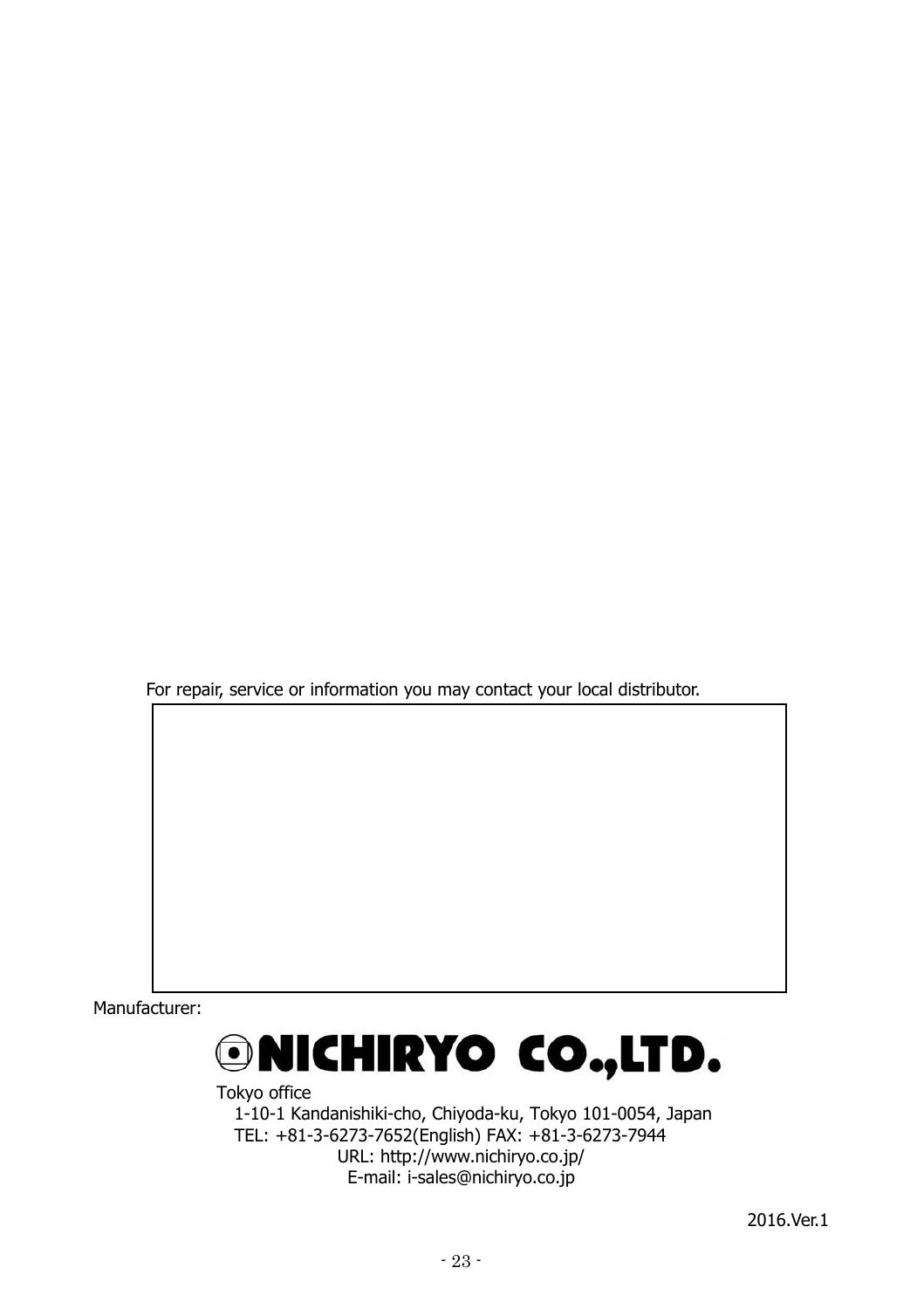For repair, service or information you may contact your local distributor.

Manufacturer:

**NICHIRYO CO.,LTD.**

Tokyo office

1-10-1 Kandanishiki-cho, Chiyoda-ku, Tokyo 101-0054, Japan

TEL: +81-3-6273-7652(English) FAX: +81-3-6273-7944

URL: http://www.nichiryo.co.jp/

E-mail: i-sales@nichiryo.co.jp

2016.Ver.1